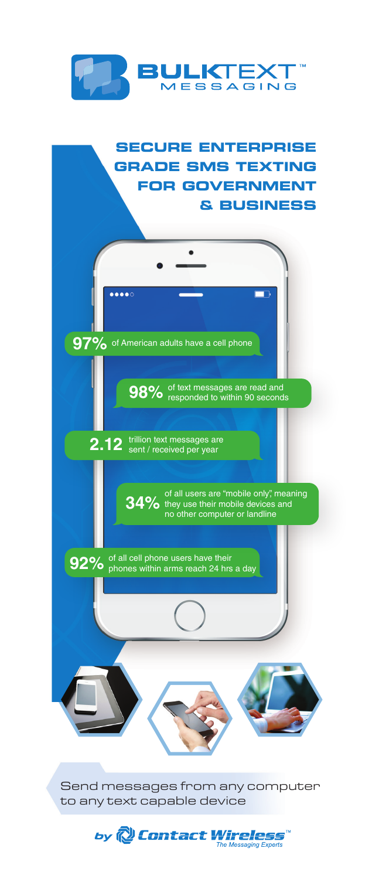# BULKTEXT™ MESSAGING

## SECURE ENTERPRISE GRADE SMS TEXTING FOR GOVERNMENT & BUSINESS

**97%** of American adults have a cell phone

**98%** of text messages are read and responded to within 90 seconds

**2.12** trillion text messages are sent / received per year

**34%** of all users are "mobile only", meaning they use their mobile devices and no other computer or landline

**92%** of all cell phone users have their phones within arms reach 24 hrs a day

Send messages from any computer to any text capable device

by Contact Wireless™ *The Messaging Experts*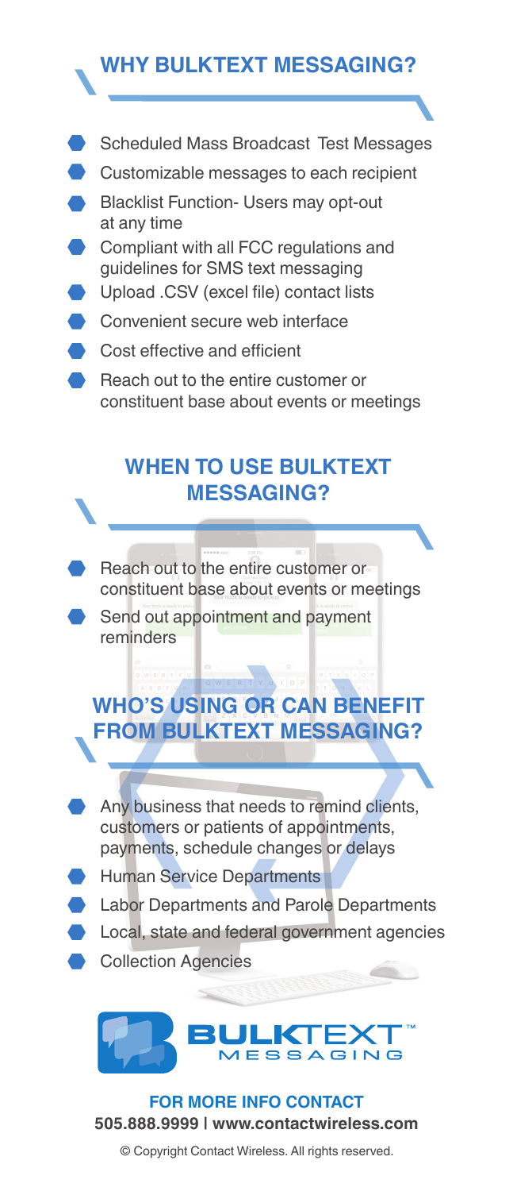## WHY BULKTEXT MESSAGING?

- Scheduled Mass Broadcast Test Messages
- Customizable messages to each recipient
- Blacklist Function- Users may opt-out at any time
- Compliant with all FCC regulations and guidelines for SMS text messaging
- Upload .CSV (excel file) contact lists
- Convenient secure web interface
- Cost effective and efficient
- Reach out to the entire customer or constituent base about events or meetings

## WHEN TO USE BULKTEXT MESSAGING?

- Reach out to the entire customer or constituent base about events or meetings
- Send out appointment and payment reminders

## WHO'S USING OR CAN BENEFIT FROM BULKTEXT MESSAGING?

- Any business that needs to remind clients, customers or patients of appointments, payments, schedule changes or delays
- Human Service Departments
- Labor Departments and Parole Departments
- Local, state and federal government agencies
- Collection Agencies

BULKTEXT™ MESSAGING

**FOR MORE INFO CONTACT**
**505.888.9999 | www.contactwireless.com**

© Copyright Contact Wireless. All rights reserved.